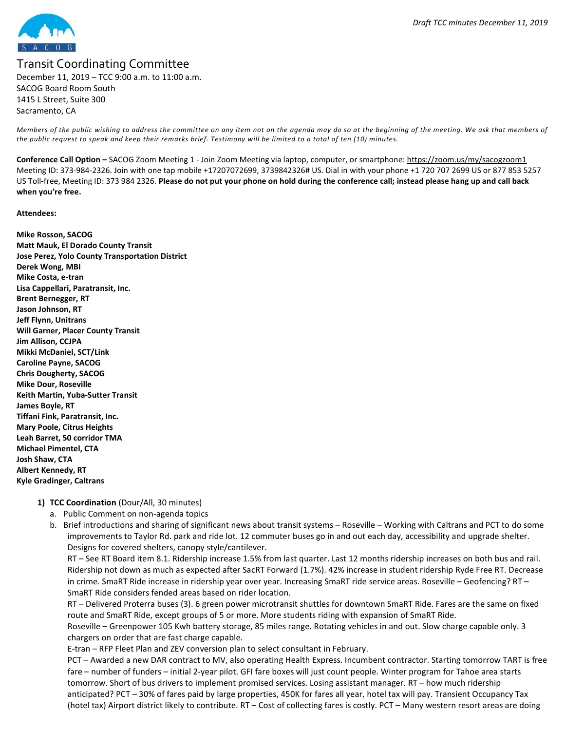# Transit Coordinating Committee

December 11, 2019 – TCC 9:00 a.m. to 11:00 a.m.
SACOG Board Room South
1415 L Street, Suite 300
Sacramento, CA

*Members of the public wishing to address the committee on any item not on the agenda may do so at the beginning of the meeting. We ask that members of the public request to speak and keep their remarks brief. Testimony will be limited to a total of ten (10) minutes.*

**Conference Call Option –** SACOG Zoom Meeting 1 - Join Zoom Meeting via laptop, computer, or smartphone: https://zoom.us/my/sacogzoom1 Meeting ID: 373-984-2326. Join with one tap mobile +17207072699, 3739842326# US. Dial in with your phone +1 720 707 2699 US or 877 853 5257 US Toll-free, Meeting ID: 373 984 2326. **Please do not put your phone on hold during the conference call; instead please hang up and call back when you're free.**

**Attendees:**

**Mike Rosson, SACOG**
**Matt Mauk, El Dorado County Transit**
**Jose Perez, Yolo County Transportation District**
**Derek Wong, MBI**
**Mike Costa, e-tran**
**Lisa Cappellari, Paratransit, Inc.**
**Brent Bernegger, RT**
**Jason Johnson, RT**
**Jeff Flynn, Unitrans**
**Will Garner, Placer County Transit**
**Jim Allison, CCJPA**
**Mikki McDaniel, SCT/Link**
**Caroline Payne, SACOG**
**Chris Dougherty, SACOG**
**Mike Dour, Roseville**
**Keith Martin, Yuba-Sutter Transit**
**James Boyle, RT**
**Tiffani Fink, Paratransit, Inc.**
**Mary Poole, Citrus Heights**
**Leah Barret, 50 corridor TMA**
**Michael Pimentel, CTA**
**Josh Shaw, CTA**
**Albert Kennedy, RT**
**Kyle Gradinger, Caltrans**

1) **TCC Coordination** (Dour/All, 30 minutes)
   a. Public Comment on non-agenda topics
   b. Brief introductions and sharing of significant news about transit systems – Roseville – Working with Caltrans and PCT to do some improvements to Taylor Rd. park and ride lot. 12 commuter buses go in and out each day, accessibility and upgrade shelter. Designs for covered shelters, canopy style/cantilever.
   RT – See RT Board item 8.1. Ridership increase 1.5% from last quarter. Last 12 months ridership increases on both bus and rail. Ridership not down as much as expected after SacRT Forward (1.7%). 42% increase in student ridership Ryde Free RT. Decrease in crime. SmaRT Ride increase in ridership year over year. Increasing SmaRT ride service areas. Roseville – Geofencing? RT – SmaRT Ride considers fended areas based on rider location.
   RT – Delivered Proterra buses (3). 6 green power microtransit shuttles for downtown SmaRT Ride. Fares are the same on fixed route and SmaRT Ride, except groups of 5 or more. More students riding with expansion of SmaRT Ride.
   Roseville – Greenpower 105 Kwh battery storage, 85 miles range. Rotating vehicles in and out. Slow charge capable only. 3 chargers on order that are fast charge capable.
   E-tran – RFP Fleet Plan and ZEV conversion plan to select consultant in February.
   PCT – Awarded a new DAR contract to MV, also operating Health Express. Incumbent contractor. Starting tomorrow TART is free fare – number of funders – initial 2-year pilot. GFI fare boxes will just count people. Winter program for Tahoe area starts tomorrow. Short of bus drivers to implement promised services. Losing assistant manager. RT – how much ridership anticipated? PCT – 30% of fares paid by large properties, 450K for fares all year, hotel tax will pay. Transient Occupancy Tax (hotel tax) Airport district likely to contribute. RT – Cost of collecting fares is costly. PCT – Many western resort areas are doing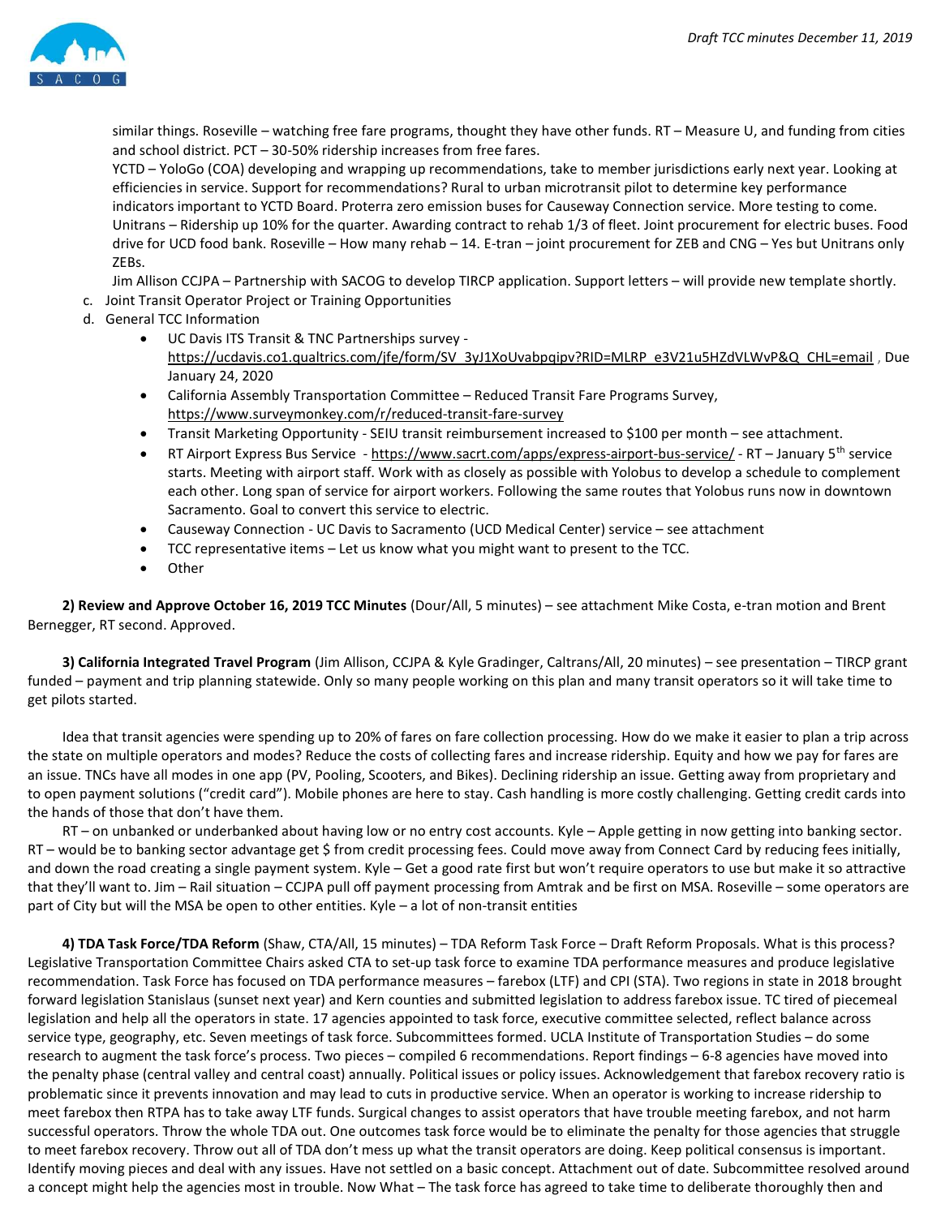similar things. Roseville – watching free fare programs, thought they have other funds. RT – Measure U, and funding from cities and school district. PCT – 30-50% ridership increases from free fares.

YCTD – YoloGo (COA) developing and wrapping up recommendations, take to member jurisdictions early next year. Looking at efficiencies in service. Support for recommendations? Rural to urban microtransit pilot to determine key performance indicators important to YCTD Board. Proterra zero emission buses for Causeway Connection service. More testing to come.

Unitrans – Ridership up 10% for the quarter. Awarding contract to rehab 1/3 of fleet. Joint procurement for electric buses. Food drive for UCD food bank. Roseville – How many rehab – 14. E-tran – joint procurement for ZEB and CNG – Yes but Unitrans only ZEBs.

Jim Allison CCJPA – Partnership with SACOG to develop TIRCP application. Support letters – will provide new template shortly.

c. Joint Transit Operator Project or Training Opportunities

d. General TCC Information

- UC Davis ITS Transit & TNC Partnerships survey - https://ucdavis.co1.qualtrics.com/jfe/form/SV_3yJ1XoUvabpqipv?RID=MLRP_e3V21u5HZdVLWvP&Q_CHL=email , Due January 24, 2020
- California Assembly Transportation Committee – Reduced Transit Fare Programs Survey, https://www.surveymonkey.com/r/reduced-transit-fare-survey
- Transit Marketing Opportunity - SEIU transit reimbursement increased to $100 per month – see attachment.
- RT Airport Express Bus Service - https://www.sacrt.com/apps/express-airport-bus-service/ - RT – January 5th service starts. Meeting with airport staff. Work with as closely as possible with Yolobus to develop a schedule to complement each other. Long span of service for airport workers. Following the same routes that Yolobus runs now in downtown Sacramento. Goal to convert this service to electric.
- Causeway Connection - UC Davis to Sacramento (UCD Medical Center) service – see attachment
- TCC representative items – Let us know what you might want to present to the TCC.
- Other

**2) Review and Approve October 16, 2019 TCC Minutes** (Dour/All, 5 minutes) – see attachment Mike Costa, e-tran motion and Brent Bernegger, RT second. Approved.

**3) California Integrated Travel Program** (Jim Allison, CCJPA & Kyle Gradinger, Caltrans/All, 20 minutes) – see presentation – TIRCP grant funded – payment and trip planning statewide. Only so many people working on this plan and many transit operators so it will take time to get pilots started.

Idea that transit agencies were spending up to 20% of fares on fare collection processing. How do we make it easier to plan a trip across the state on multiple operators and modes? Reduce the costs of collecting fares and increase ridership. Equity and how we pay for fares are an issue. TNCs have all modes in one app (PV, Pooling, Scooters, and Bikes). Declining ridership an issue. Getting away from proprietary and to open payment solutions ("credit card"). Mobile phones are here to stay. Cash handling is more costly challenging. Getting credit cards into the hands of those that don't have them.

RT – on unbanked or underbanked about having low or no entry cost accounts. Kyle – Apple getting in now getting into banking sector. RT – would be to banking sector advantage get $ from credit processing fees. Could move away from Connect Card by reducing fees initially, and down the road creating a single payment system. Kyle – Get a good rate first but won't require operators to use but make it so attractive that they'll want to. Jim – Rail situation – CCJPA pull off payment processing from Amtrak and be first on MSA. Roseville – some operators are part of City but will the MSA be open to other entities. Kyle – a lot of non-transit entities

**4) TDA Task Force/TDA Reform** (Shaw, CTA/All, 15 minutes) – TDA Reform Task Force – Draft Reform Proposals. What is this process? Legislative Transportation Committee Chairs asked CTA to set-up task force to examine TDA performance measures and produce legislative recommendation. Task Force has focused on TDA performance measures – farebox (LTF) and CPI (STA). Two regions in state in 2018 brought forward legislation Stanislaus (sunset next year) and Kern counties and submitted legislation to address farebox issue. TC tired of piecemeal legislation and help all the operators in state. 17 agencies appointed to task force, executive committee selected, reflect balance across service type, geography, etc. Seven meetings of task force. Subcommittees formed. UCLA Institute of Transportation Studies – do some research to augment the task force's process. Two pieces – compiled 6 recommendations. Report findings – 6-8 agencies have moved into the penalty phase (central valley and central coast) annually. Political issues or policy issues. Acknowledgement that farebox recovery ratio is problematic since it prevents innovation and may lead to cuts in productive service. When an operator is working to increase ridership to meet farebox then RTPA has to take away LTF funds. Surgical changes to assist operators that have trouble meeting farebox, and not harm successful operators. Throw the whole TDA out. One outcomes task force would be to eliminate the penalty for those agencies that struggle to meet farebox recovery. Throw out all of TDA don't mess up what the transit operators are doing. Keep political consensus is important. Identify moving pieces and deal with any issues. Have not settled on a basic concept. Attachment out of date. Subcommittee resolved around a concept might help the agencies most in trouble. Now What – The task force has agreed to take time to deliberate thoroughly then and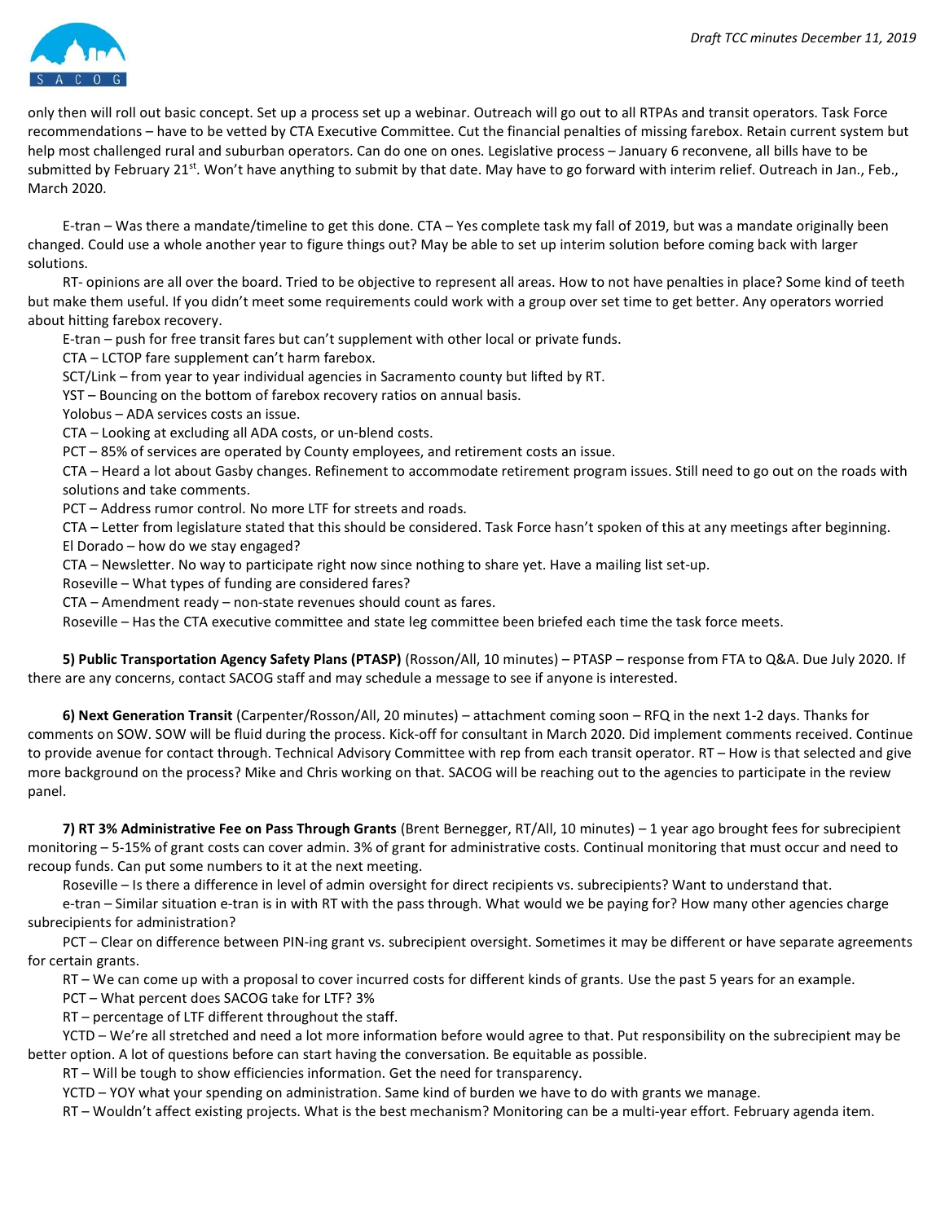only then will roll out basic concept. Set up a process set up a webinar. Outreach will go out to all RTPAs and transit operators. Task Force recommendations – have to be vetted by CTA Executive Committee. Cut the financial penalties of missing farebox. Retain current system but help most challenged rural and suburban operators. Can do one on ones. Legislative process – January 6 reconvene, all bills have to be submitted by February 21st. Won't have anything to submit by that date. May have to go forward with interim relief. Outreach in Jan., Feb., March 2020.

E-tran – Was there a mandate/timeline to get this done. CTA – Yes complete task my fall of 2019, but was a mandate originally been changed. Could use a whole another year to figure things out? May be able to set up interim solution before coming back with larger solutions.

RT- opinions are all over the board. Tried to be objective to represent all areas. How to not have penalties in place? Some kind of teeth but make them useful. If you didn't meet some requirements could work with a group over set time to get better. Any operators worried about hitting farebox recovery.

E-tran – push for free transit fares but can't supplement with other local or private funds.

CTA – LCTOP fare supplement can't harm farebox.

SCT/Link – from year to year individual agencies in Sacramento county but lifted by RT.

YST – Bouncing on the bottom of farebox recovery ratios on annual basis.

Yolobus – ADA services costs an issue.

CTA – Looking at excluding all ADA costs, or un-blend costs.

PCT – 85% of services are operated by County employees, and retirement costs an issue.

CTA – Heard a lot about Gasby changes. Refinement to accommodate retirement program issues. Still need to go out on the roads with solutions and take comments.

PCT – Address rumor control. No more LTF for streets and roads.

CTA – Letter from legislature stated that this should be considered. Task Force hasn't spoken of this at any meetings after beginning.

El Dorado – how do we stay engaged?

CTA – Newsletter. No way to participate right now since nothing to share yet. Have a mailing list set-up.

Roseville – What types of funding are considered fares?

CTA – Amendment ready – non-state revenues should count as fares.

Roseville – Has the CTA executive committee and state leg committee been briefed each time the task force meets.

**5) Public Transportation Agency Safety Plans (PTASP)** (Rosson/All, 10 minutes) – PTASP – response from FTA to Q&A. Due July 2020. If there are any concerns, contact SACOG staff and may schedule a message to see if anyone is interested.

**6) Next Generation Transit** (Carpenter/Rosson/All, 20 minutes) – attachment coming soon – RFQ in the next 1-2 days. Thanks for comments on SOW. SOW will be fluid during the process. Kick-off for consultant in March 2020. Did implement comments received. Continue to provide avenue for contact through. Technical Advisory Committee with rep from each transit operator. RT – How is that selected and give more background on the process? Mike and Chris working on that. SACOG will be reaching out to the agencies to participate in the review panel.

**7) RT 3% Administrative Fee on Pass Through Grants** (Brent Bernegger, RT/All, 10 minutes) – 1 year ago brought fees for subrecipient monitoring – 5-15% of grant costs can cover admin. 3% of grant for administrative costs. Continual monitoring that must occur and need to recoup funds. Can put some numbers to it at the next meeting.

Roseville – Is there a difference in level of admin oversight for direct recipients vs. subrecipients? Want to understand that.

e-tran – Similar situation e-tran is in with RT with the pass through. What would we be paying for? How many other agencies charge subrecipients for administration?

PCT – Clear on difference between PIN-ing grant vs. subrecipient oversight. Sometimes it may be different or have separate agreements for certain grants.

RT – We can come up with a proposal to cover incurred costs for different kinds of grants. Use the past 5 years for an example.

PCT – What percent does SACOG take for LTF? 3%

RT – percentage of LTF different throughout the staff.

YCTD – We're all stretched and need a lot more information before would agree to that. Put responsibility on the subrecipient may be better option. A lot of questions before can start having the conversation. Be equitable as possible.

RT – Will be tough to show efficiencies information. Get the need for transparency.

YCTD – YOY what your spending on administration. Same kind of burden we have to do with grants we manage.

RT – Wouldn't affect existing projects. What is the best mechanism? Monitoring can be a multi-year effort. February agenda item.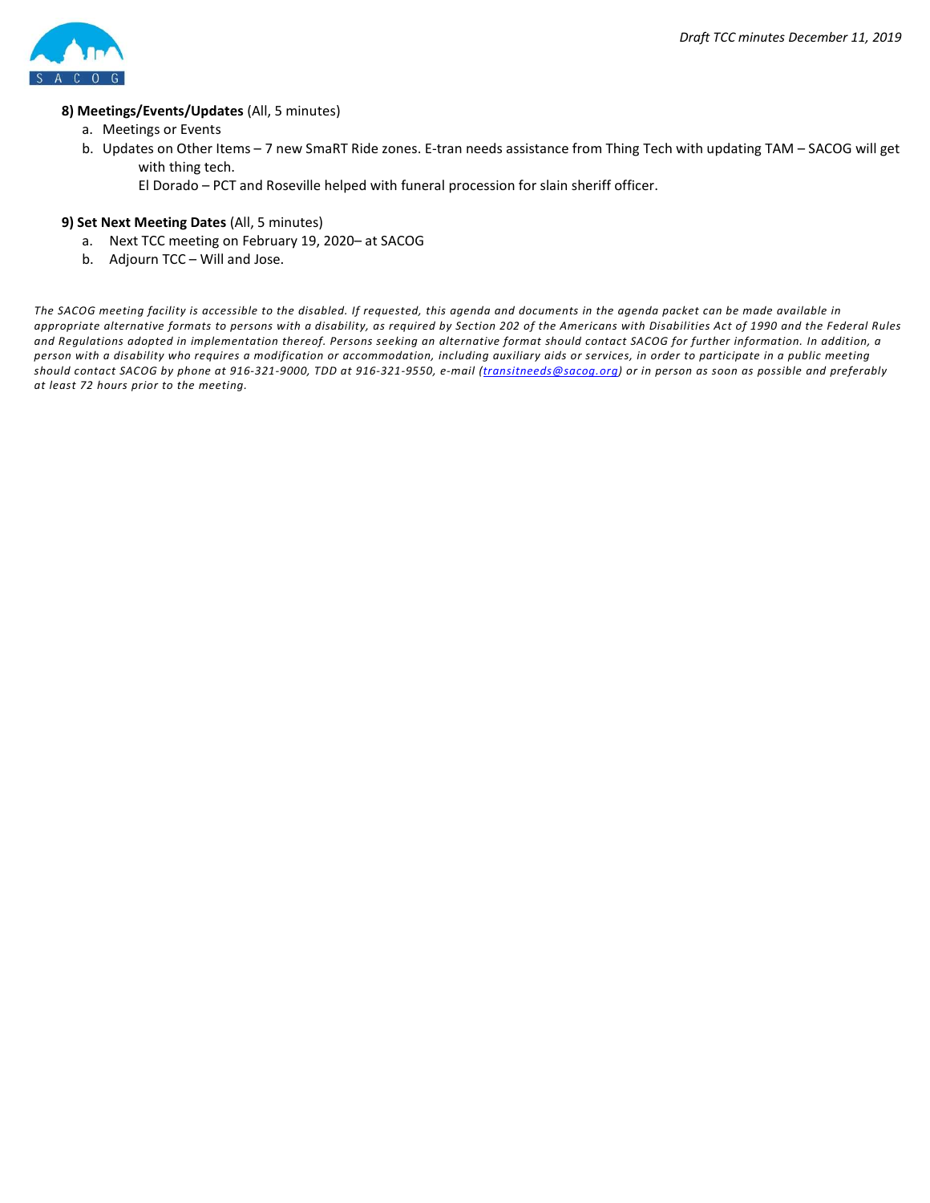**8) Meetings/Events/Updates** (All, 5 minutes)

a. Meetings or Events
b. Updates on Other Items – 7 new SmaRT Ride zones. E-tran needs assistance from Thing Tech with updating TAM – SACOG will get with thing tech.
   El Dorado – PCT and Roseville helped with funeral procession for slain sheriff officer.

**9) Set Next Meeting Dates** (All, 5 minutes)

a. Next TCC meeting on February 19, 2020– at SACOG
b. Adjourn TCC – Will and Jose.

*The SACOG meeting facility is accessible to the disabled. If requested, this agenda and documents in the agenda packet can be made available in appropriate alternative formats to persons with a disability, as required by Section 202 of the Americans with Disabilities Act of 1990 and the Federal Rules and Regulations adopted in implementation thereof. Persons seeking an alternative format should contact SACOG for further information. In addition, a person with a disability who requires a modification or accommodation, including auxiliary aids or services, in order to participate in a public meeting should contact SACOG by phone at 916-321-9000, TDD at 916-321-9550, e-mail (transitneeds@sacog.org) or in person as soon as possible and preferably at least 72 hours prior to the meeting.*